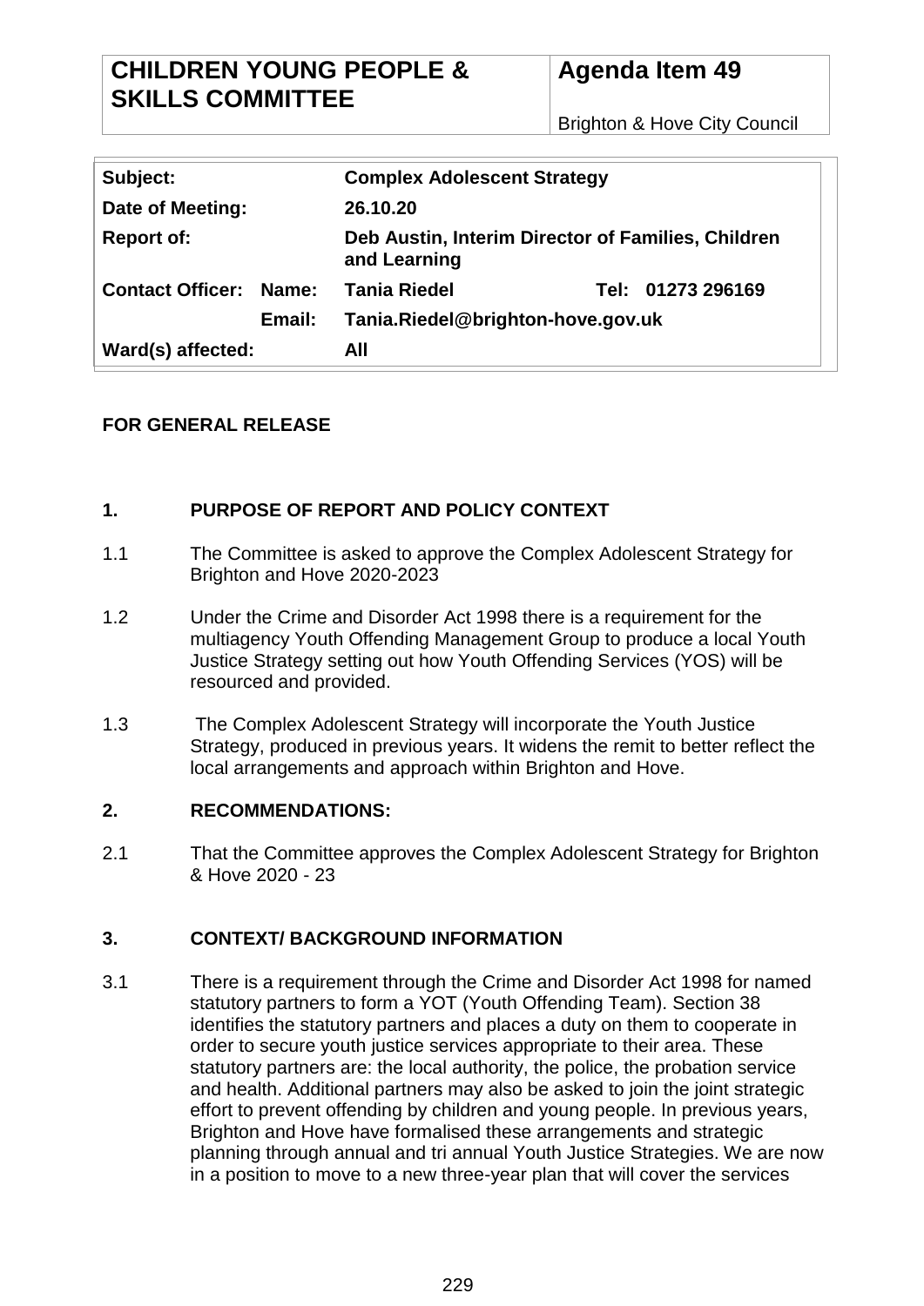| CHILDREN YOUNG PEOPLE & SKILLS COMMITTEE | Agenda Item 49 |
| --- | --- |
| | Brighton & Hove City Council |

| | | | |
| --- | --- | --- | --- |
| **Subject:** | | **Complex Adolescent Strategy** | |
| **Date of Meeting:** | | **26.10.20** | |
| **Report of:** | | **Deb Austin, Interim Director of Families, Children and Learning** | |
| **Contact Officer:** | **Name:** | **Tania Riedel** | **Tel: 01273 296169** |
| | **Email:** | **Tania.Riedel@brighton-hove.gov.uk** | |
| **Ward(s) affected:** | | **All** | |

**FOR GENERAL RELEASE**

## 1. PURPOSE OF REPORT AND POLICY CONTEXT

1.1 The Committee is asked to approve the Complex Adolescent Strategy for Brighton and Hove 2020-2023

1.2 Under the Crime and Disorder Act 1998 there is a requirement for the multiagency Youth Offending Management Group to produce a local Youth Justice Strategy setting out how Youth Offending Services (YOS) will be resourced and provided.

1.3 The Complex Adolescent Strategy will incorporate the Youth Justice Strategy, produced in previous years. It widens the remit to better reflect the local arrangements and approach within Brighton and Hove.

## 2. RECOMMENDATIONS:

2.1 That the Committee approves the Complex Adolescent Strategy for Brighton & Hove 2020 - 23

## 3. CONTEXT/ BACKGROUND INFORMATION

3.1 There is a requirement through the Crime and Disorder Act 1998 for named statutory partners to form a YOT (Youth Offending Team). Section 38 identifies the statutory partners and places a duty on them to cooperate in order to secure youth justice services appropriate to their area. These statutory partners are: the local authority, the police, the probation service and health. Additional partners may also be asked to join the joint strategic effort to prevent offending by children and young people. In previous years, Brighton and Hove have formalised these arrangements and strategic planning through annual and tri annual Youth Justice Strategies. We are now in a position to move to a new three-year plan that will cover the services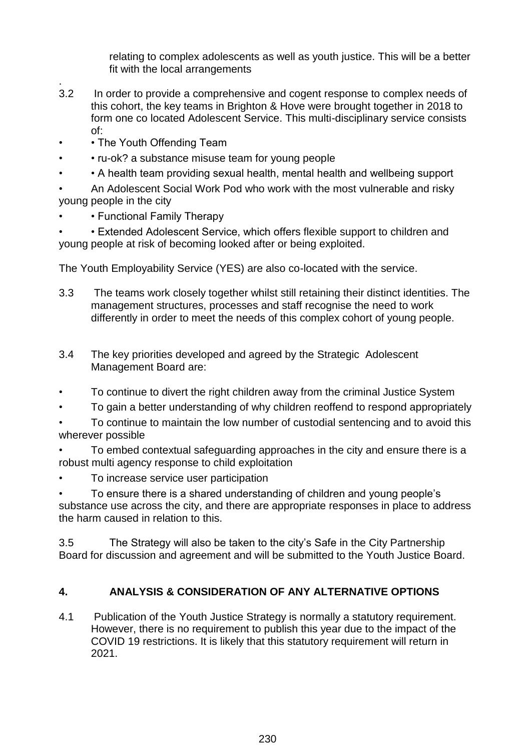relating to complex adolescents as well as youth justice. This will be a better fit with the local arrangements

.

3.2 In order to provide a comprehensive and cogent response to complex needs of this cohort, the key teams in Brighton & Hove were brought together in 2018 to form one co located Adolescent Service. This multi-disciplinary service consists of:

- • The Youth Offending Team
- • ru-ok? a substance misuse team for young people
- • A health team providing sexual health, mental health and wellbeing support
- An Adolescent Social Work Pod who work with the most vulnerable and risky young people in the city
- • Functional Family Therapy
- • Extended Adolescent Service, which offers flexible support to children and young people at risk of becoming looked after or being exploited.

The Youth Employability Service (YES) are also co-located with the service.

3.3 The teams work closely together whilst still retaining their distinct identities. The management structures, processes and staff recognise the need to work differently in order to meet the needs of this complex cohort of young people.

3.4 The key priorities developed and agreed by the Strategic Adolescent Management Board are:

- To continue to divert the right children away from the criminal Justice System
- To gain a better understanding of why children reoffend to respond appropriately
- To continue to maintain the low number of custodial sentencing and to avoid this wherever possible
- To embed contextual safeguarding approaches in the city and ensure there is a robust multi agency response to child exploitation
- To increase service user participation
- To ensure there is a shared understanding of children and young people's substance use across the city, and there are appropriate responses in place to address the harm caused in relation to this.

3.5 The Strategy will also be taken to the city's Safe in the City Partnership Board for discussion and agreement and will be submitted to the Youth Justice Board.

## 4. ANALYSIS & CONSIDERATION OF ANY ALTERNATIVE OPTIONS

4.1 Publication of the Youth Justice Strategy is normally a statutory requirement. However, there is no requirement to publish this year due to the impact of the COVID 19 restrictions. It is likely that this statutory requirement will return in 2021.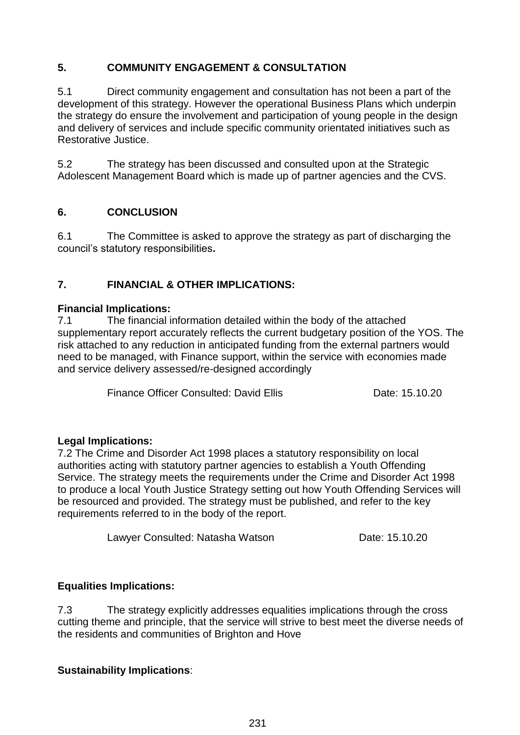## 5. COMMUNITY ENGAGEMENT & CONSULTATION

5.1 Direct community engagement and consultation has not been a part of the development of this strategy. However the operational Business Plans which underpin the strategy do ensure the involvement and participation of young people in the design and delivery of services and include specific community orientated initiatives such as Restorative Justice.

5.2 The strategy has been discussed and consulted upon at the Strategic Adolescent Management Board which is made up of partner agencies and the CVS.

## 6. CONCLUSION

6.1 The Committee is asked to approve the strategy as part of discharging the council's statutory responsibilities**.**

## 7. FINANCIAL & OTHER IMPLICATIONS:

**Financial Implications:**

7.1 The financial information detailed within the body of the attached supplementary report accurately reflects the current budgetary position of the YOS. The risk attached to any reduction in anticipated funding from the external partners would need to be managed, with Finance support, within the service with economies made and service delivery assessed/re-designed accordingly

Finance Officer Consulted: David Ellis Date: 15.10.20

**Legal Implications:**

7.2 The Crime and Disorder Act 1998 places a statutory responsibility on local authorities acting with statutory partner agencies to establish a Youth Offending Service. The strategy meets the requirements under the Crime and Disorder Act 1998 to produce a local Youth Justice Strategy setting out how Youth Offending Services will be resourced and provided. The strategy must be published, and refer to the key requirements referred to in the body of the report.

Lawyer Consulted: Natasha Watson Date: 15.10.20

**Equalities Implications:**

7.3 The strategy explicitly addresses equalities implications through the cross cutting theme and principle, that the service will strive to best meet the diverse needs of the residents and communities of Brighton and Hove

**Sustainability Implications**: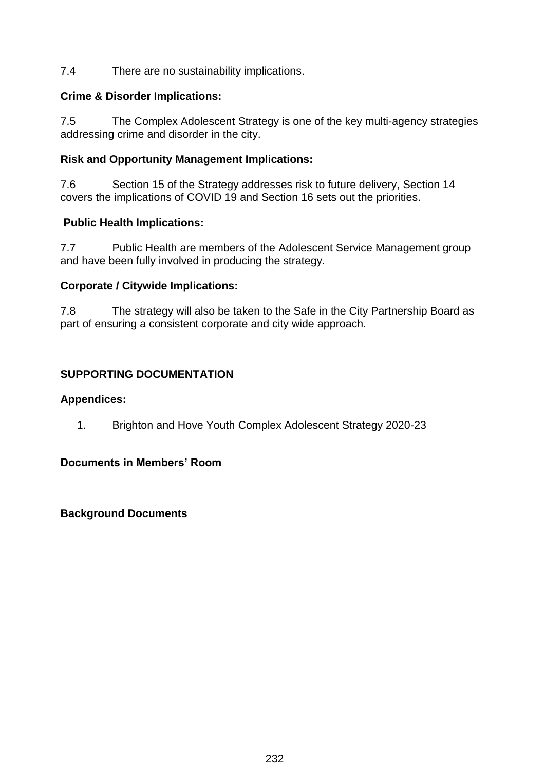7.4 There are no sustainability implications.

**Crime & Disorder Implications:**

7.5 The Complex Adolescent Strategy is one of the key multi-agency strategies addressing crime and disorder in the city.

**Risk and Opportunity Management Implications:**

7.6 Section 15 of the Strategy addresses risk to future delivery, Section 14 covers the implications of COVID 19 and Section 16 sets out the priorities.

**Public Health Implications:**

7.7 Public Health are members of the Adolescent Service Management group and have been fully involved in producing the strategy.

**Corporate / Citywide Implications:**

7.8 The strategy will also be taken to the Safe in the City Partnership Board as part of ensuring a consistent corporate and city wide approach.

**SUPPORTING DOCUMENTATION**

**Appendices:**

1. Brighton and Hove Youth Complex Adolescent Strategy 2020-23

**Documents in Members' Room**

**Background Documents**